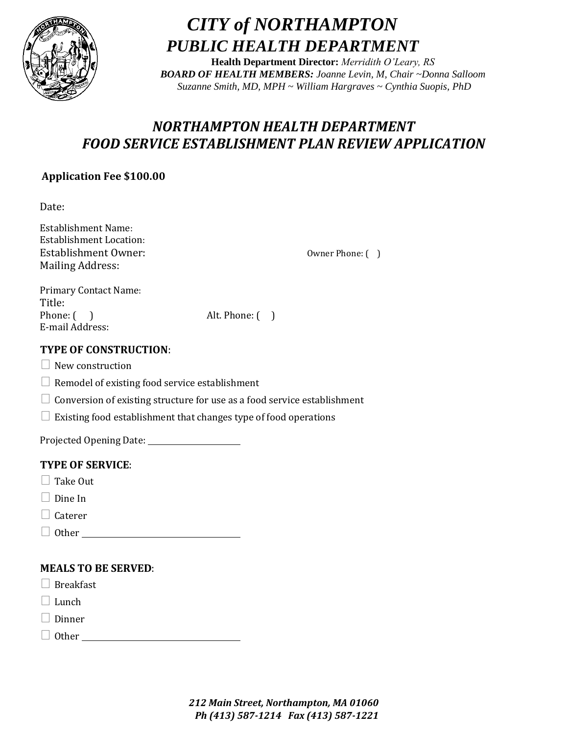# *CITY of NORTHAMPTON*
## *PUBLIC HEALTH DEPARTMENT*

**Health Department Director:** *Merridith O'Leary, RS*
***BOARD OF HEALTH MEMBERS:*** *Joanne Levin, M, Chair ~Donna Salloom*
*Suzanne Smith, MD, MPH ~ William Hargraves ~ Cynthia Suopis, PhD*

## *NORTHAMPTON HEALTH DEPARTMENT*
## *FOOD SERVICE ESTABLISHMENT PLAN REVIEW APPLICATION*

**Application Fee $100.00**

Date:

Establishment Name:
Establishment Location:
Establishment Owner: Owner Phone: (   )
Mailing Address:

Primary Contact Name:
Title:
Phone: (   ) Alt. Phone: (   )
E-mail Address:

**TYPE OF CONSTRUCTION**:

- ☐ New construction
- ☐ Remodel of existing food service establishment
- ☐ Conversion of existing structure for use as a food service establishment
- ☐ Existing food establishment that changes type of food operations

Projected Opening Date: ______________________

**TYPE OF SERVICE**:

- ☐ Take Out
- ☐ Dine In
- ☐ Caterer
- ☐ Other ______________________________________

**MEALS TO BE SERVED**:

- ☐ Breakfast
- ☐ Lunch
- ☐ Dinner
- ☐ Other ______________________________________

*212 Main Street, Northampton, MA 01060*
*Ph (413) 587-1214 Fax (413) 587-1221*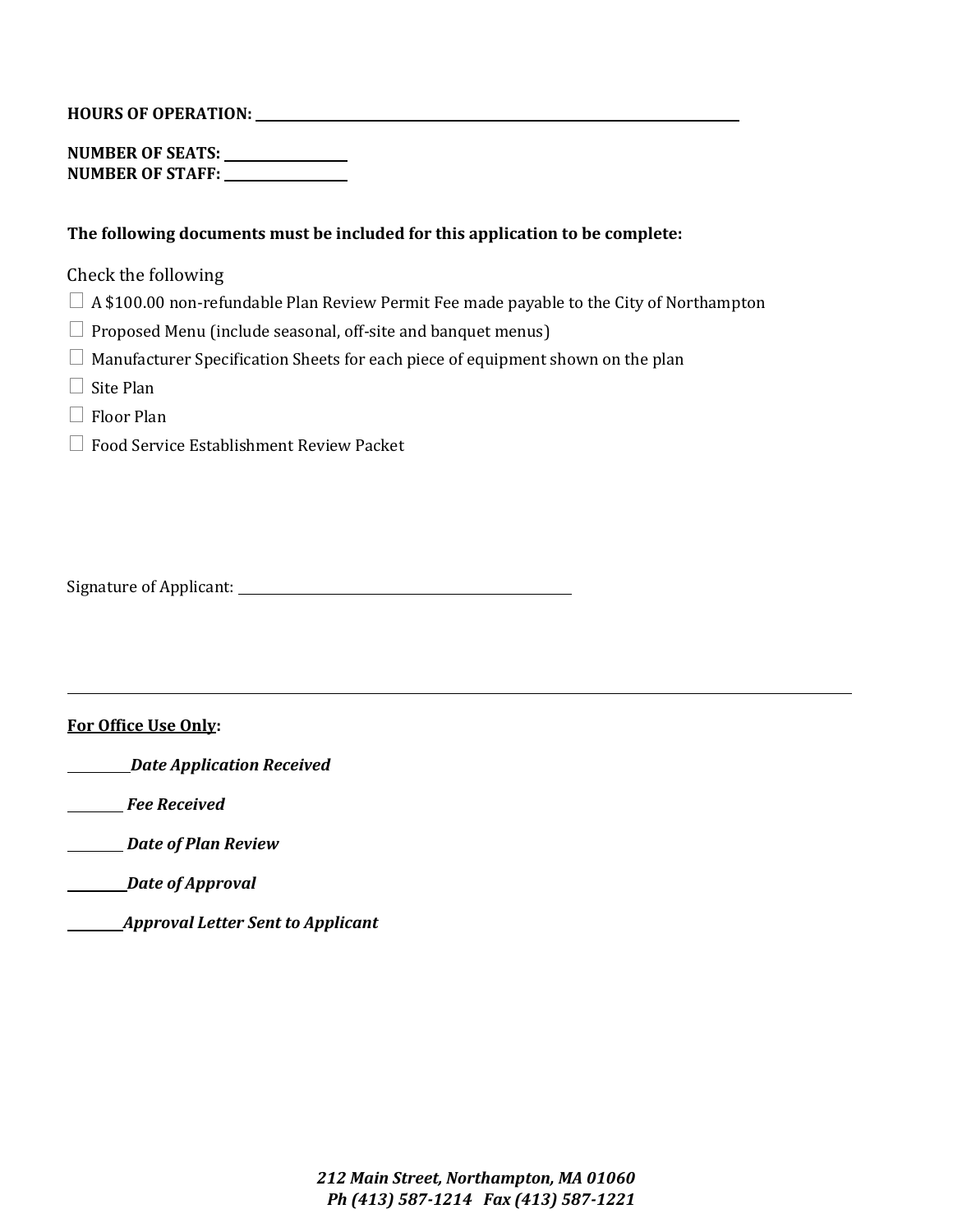**HOURS OF OPERATION:** ______________________________________________

**NUMBER OF SEATS:** ____________
**NUMBER OF STAFF:** ____________

**The following documents must be included for this application to be complete:**

Check the following

- ☐ A $100.00 non-refundable Plan Review Permit Fee made payable to the City of Northampton
- ☐ Proposed Menu (include seasonal, off-site and banquet menus)
- ☐ Manufacturer Specification Sheets for each piece of equipment shown on the plan
- ☐ Site Plan
- ☐ Floor Plan
- ☐ Food Service Establishment Review Packet

Signature of Applicant: ________________________________

---

**For Office Use Only:**

________ ***Date Application Received***

________ ***Fee Received***

________ ***Date of Plan Review***

________ ***Date of Approval***

________ ***Approval Letter Sent to Applicant***

***212 Main Street, Northampton, MA 01060***
***Ph (413) 587-1214 Fax (413) 587-1221***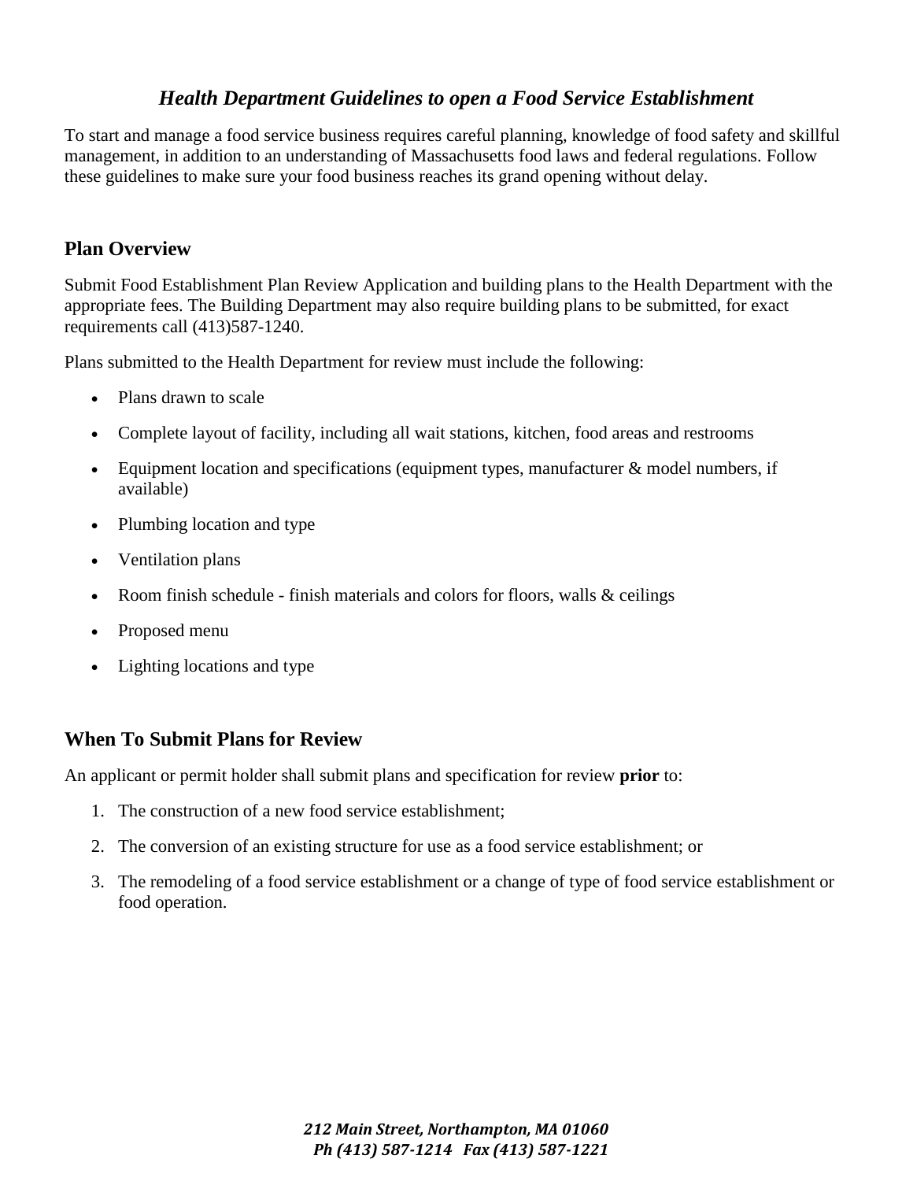## *Health Department Guidelines to open a Food Service Establishment*

To start and manage a food service business requires careful planning, knowledge of food safety and skillful management, in addition to an understanding of Massachusetts food laws and federal regulations. Follow these guidelines to make sure your food business reaches its grand opening without delay.

### Plan Overview

Submit Food Establishment Plan Review Application and building plans to the Health Department with the appropriate fees. The Building Department may also require building plans to be submitted, for exact requirements call (413)587-1240.

Plans submitted to the Health Department for review must include the following:

- Plans drawn to scale
- Complete layout of facility, including all wait stations, kitchen, food areas and restrooms
- Equipment location and specifications (equipment types, manufacturer & model numbers, if available)
- Plumbing location and type
- Ventilation plans
- Room finish schedule - finish materials and colors for floors, walls & ceilings
- Proposed menu
- Lighting locations and type

### When To Submit Plans for Review

An applicant or permit holder shall submit plans and specification for review **prior** to:

1. The construction of a new food service establishment;
2. The conversion of an existing structure for use as a food service establishment; or
3. The remodeling of a food service establishment or a change of type of food service establishment or food operation.

***212 Main Street, Northampton, MA 01060***
***Ph (413) 587-1214 Fax (413) 587-1221***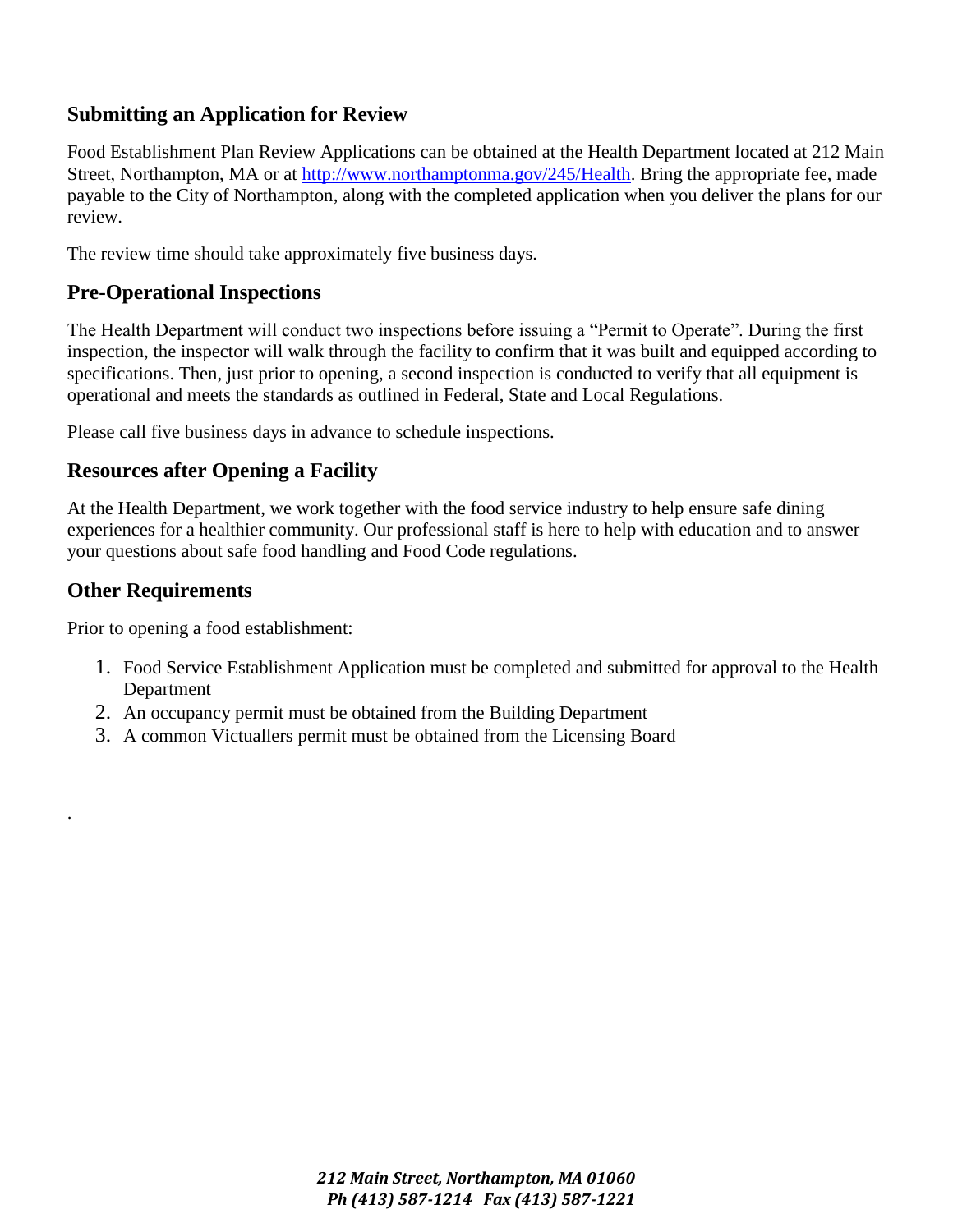## Submitting an Application for Review

Food Establishment Plan Review Applications can be obtained at the Health Department located at 212 Main Street, Northampton, MA or at [http://www.northamptonma.gov/245/Health](http://www.northamptonma.gov/245/Health). Bring the appropriate fee, made payable to the City of Northampton, along with the completed application when you deliver the plans for our review.

The review time should take approximately five business days.

## Pre-Operational Inspections

The Health Department will conduct two inspections before issuing a "Permit to Operate". During the first inspection, the inspector will walk through the facility to confirm that it was built and equipped according to specifications. Then, just prior to opening, a second inspection is conducted to verify that all equipment is operational and meets the standards as outlined in Federal, State and Local Regulations.

Please call five business days in advance to schedule inspections.

## Resources after Opening a Facility

At the Health Department, we work together with the food service industry to help ensure safe dining experiences for a healthier community. Our professional staff is here to help with education and to answer your questions about safe food handling and Food Code regulations.

## Other Requirements

Prior to opening a food establishment:

1. Food Service Establishment Application must be completed and submitted for approval to the Health Department
2. An occupancy permit must be obtained from the Building Department
3. A common Victuallers permit must be obtained from the Licensing Board

.

***212 Main Street, Northampton, MA 01060***
***Ph (413) 587-1214 Fax (413) 587-1221***